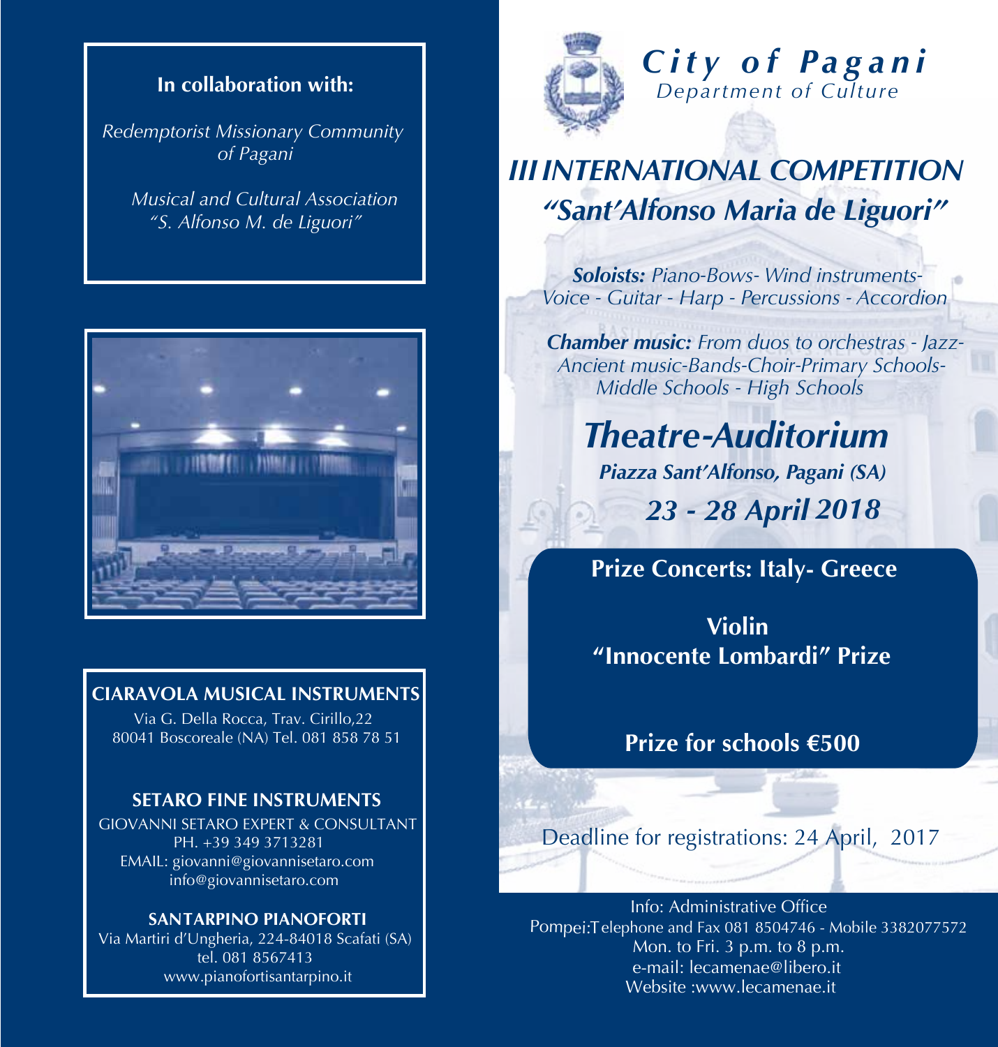**In collaboration with:**

*Redemptorist Missionary Community of Pagani*

*Musical and Cultural Association "S. Alfonso M. de Liguori"*

**CIARAVOLA MUSICAL INSTRUMENTS**

Via G. Della Rocca, Trav. Cirillo,22
80041 Boscoreale (NA) Tel. 081 858 78 51

**SETARO FINE INSTRUMENTS**

GIOVANNI SETARO EXPERT & CONSULTANT
PH. +39 349 3713281
EMAIL: giovanni@giovannisetaro.com
info@giovannisetaro.com

**SANTARPINO PIANOFORTI**

Via Martiri d'Ungheria, 224-84018 Scafati (SA)
tel. 081 8567413
www.pianofortisantarpino.it

***City of Pagani***
*Department of Culture*

# *III INTERNATIONAL COMPETITION "Sant'Alfonso Maria de Liguori"*

***Soloists:*** *Piano-Bows- Wind instruments- Voice - Guitar - Harp - Percussions - Accordion*

***Chamber music:*** *From duos to orchestras - Jazz- Ancient music-Bands-Choir-Primary Schools- Middle Schools - High Schools*

## *Theatre-Auditorium*

***Piazza Sant'Alfonso, Pagani (SA)***

***23 - 28 April 2018***

**Prize Concerts: Italy- Greece**

**Violin**
**"Innocente Lombardi" Prize**

**Prize for schools €500**

Deadline for registrations: 24 April, 2017

Info: Administrative Office
Pompei:Telephone and Fax 081 8504746 - Mobile 3382077572
Mon. to Fri. 3 p.m. to 8 p.m.
e-mail: lecamenae@libero.it
Website :www.lecamenae.it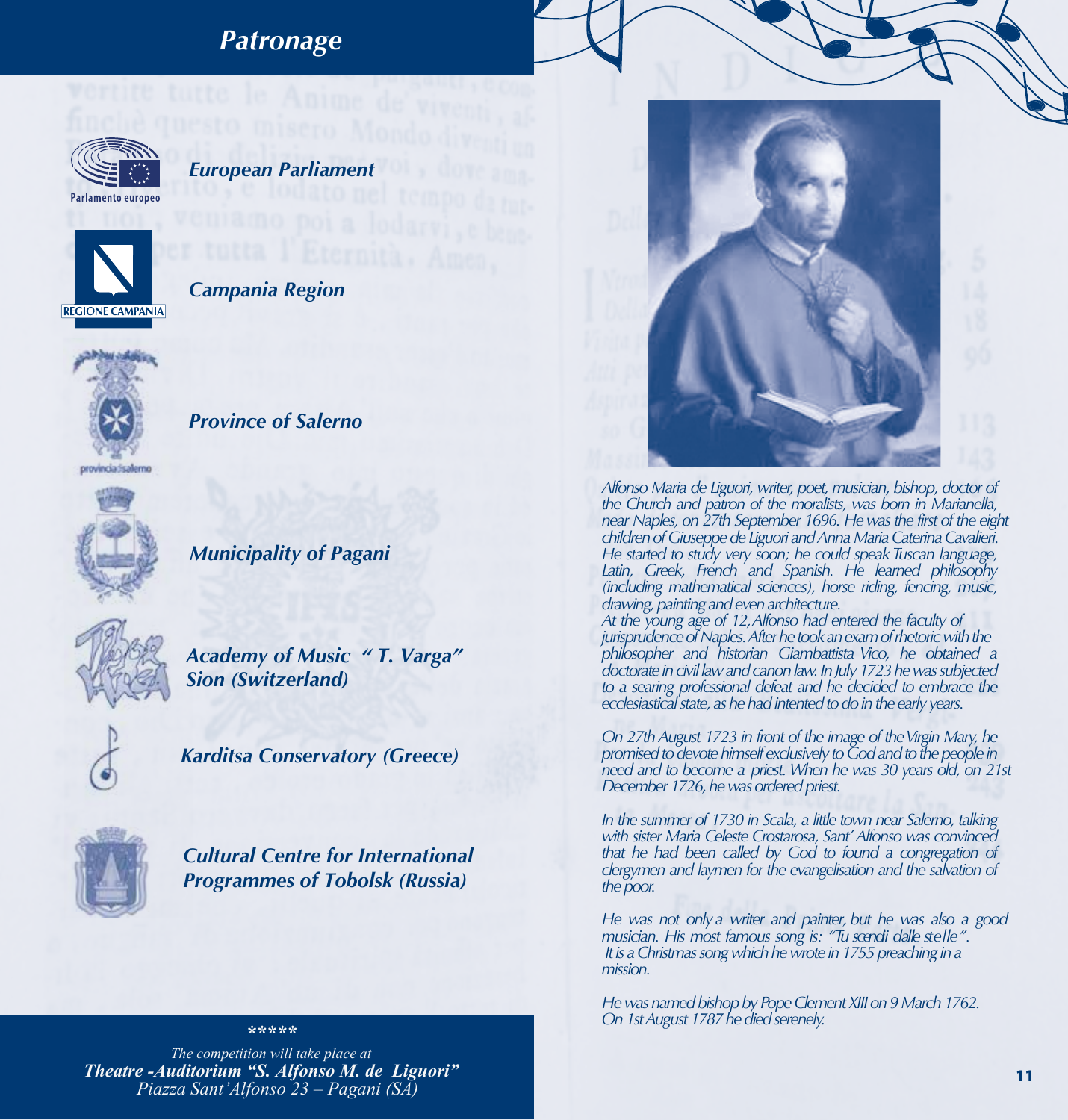# Patronage

***European Parliament***

***Campania Region***

***Province of Salerno***

***Municipality of Pagani***

***Academy of Music " T. Varga" Sion (Switzerland)***

***Karditsa Conservatory (Greece)***

***Cultural Centre for International Programmes of Tobolsk (Russia)***

\*\*\*\*\*

*The competition will take place at*
***Theatre -Auditorium "S. Alfonso M. de Liguori"***
*Piazza Sant'Alfonso 23 – Pagani (SA)*

*Alfonso Maria de Liguori, writer, poet, musician, bishop, doctor of the Church and patron of the moralists, was born in Marianella, near Naples, on 27th September 1696. He was the first of the eight children of Giuseppe de Liguori and Anna Maria Caterina Cavalieri. He started to study very soon; he could speak Tuscan language, Latin, Greek, French and Spanish. He learned philosophy (including mathematical sciences), horse riding, fencing, music, drawing, painting and even architecture.*
*At the young age of 12, Alfonso had entered the faculty of jurisprudence of Naples. After he took an exam of rhetoric with the philosopher and historian Giambattista Vico, he obtained a doctorate in civil law and canon law. In July 1723 he was subjected to a searing professional defeat and he decided to embrace the ecclesiastical state, as he had intented to do in the early years.*

*On 27th August 1723 in front of the image of the Virgin Mary, he promised to devote himself exclusively to God and to the people in need and to become a priest. When he was 30 years old, on 21st December 1726, he was ordered priest.*

*In the summer of 1730 in Scala, a little town near Salerno, talking with sister Maria Celeste Crostarosa, Sant' Alfonso was convinced that he had been called by God to found a congregation of clergymen and laymen for the evangelisation and the salvation of the poor.*

*He was not only a writer and painter, but he was also a good musician. His most famous song is: "Tu scendi dalle stelle". It is a Christmas song which he wrote in 1755 preaching in a mission.*

*He was named bishop by Pope Clement XIII on 9 March 1762. On 1st August 1787 he died serenely.*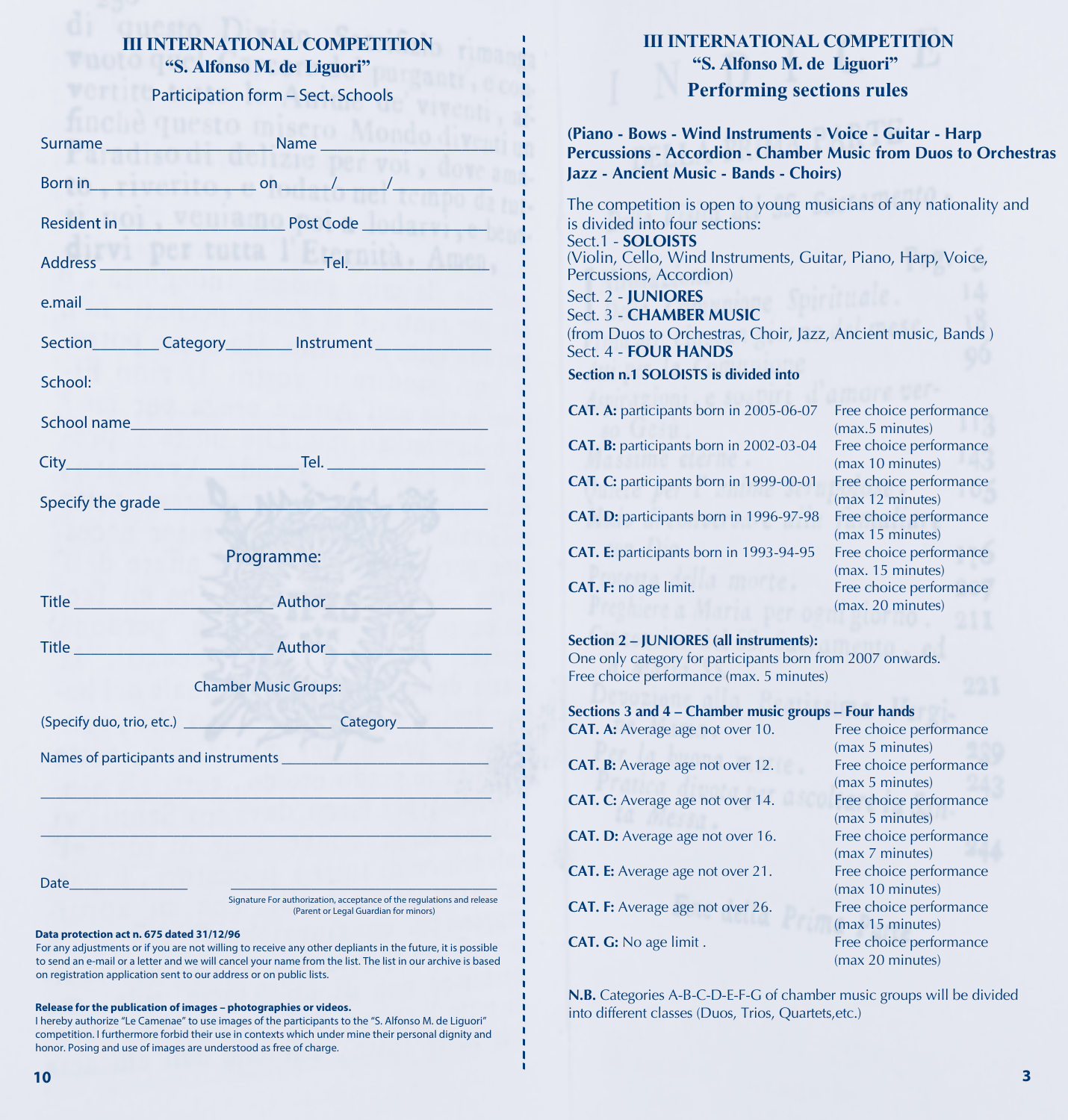# III INTERNATIONAL COMPETITION
## "S. Alfonso M. de Liguori"

Participation form – Sect. Schools

Surname ________________ Name ________________

Born in__________ on ____/____/__________

Resident in________________ Post Code ______________

Address ________________________Tel.______________

e.mail ____________________________________________

Section_______ Category_______ Instrument ____________

School:

School name________________________________________

City________________________Tel. ________________

Specify the grade ____________________________________

Programme:

Title ____________________ Author________________

Title ____________________ Author________________

Chamber Music Groups:

(Specify duo, trio, etc.) ________________ Category__________

Names of participants and instruments ______________________

____________________________________________________

____________________________________________________

Date____________ ______________________________

Signature For authorization, acceptance of the regulations and release (Parent or Legal Guardian for minors)

**Data protection act n. 675 dated 31/12/96**
For any adjustments or if you are not willing to receive any other depliants in the future, it is possible to send an e-mail or a letter and we will cancel your name from the list. The list in our archive is based on registration application sent to our address or on public lists.

**Release for the publication of images – photographies or videos.**
I hereby authorize "Le Camenae" to use images of the participants to the "S. Alfonso M. de Liguori" competition. I furthermore forbid their use in contexts which under mine their personal dignity and honor. Posing and use of images are understood as free of charge.

# III INTERNATIONAL COMPETITION
## "S. Alfonso M. de Liguori"
## Performing sections rules

**(Piano - Bows - Wind Instruments - Voice - Guitar - Harp Percussions - Accordion - Chamber Music from Duos to Orchestras Jazz - Ancient Music - Bands - Choirs)**

The competition is open to young musicians of any nationality and is divided into four sections:
Sect.1 - **SOLOISTS**
(Violin, Cello, Wind Instruments, Guitar, Piano, Harp, Voice, Percussions, Accordion)
Sect. 2 - **JUNIORES**
Sect. 3 - **CHAMBER MUSIC**
(from Duos to Orchestras, Choir, Jazz, Ancient music, Bands )
Sect. 4 - **FOUR HANDS**

**Section n.1 SOLOISTS is divided into**

| | |
|---|---|
| **CAT. A:** participants born in 2005-06-07 | Free choice performance (max.5 minutes) |
| **CAT. B:** participants born in 2002-03-04 | Free choice performance (max 10 minutes) |
| **CAT. C:** participants born in 1999-00-01 | Free choice performance (max 12 minutes) |
| **CAT. D:** participants born in 1996-97-98 | Free choice performance (max 15 minutes) |
| **CAT. E:** participants born in 1993-94-95 | Free choice performance (max. 15 minutes) |
| **CAT. F:** no age limit. | Free choice performance (max. 20 minutes) |

**Section 2 – JUNIORES (all instruments):**
One only category for participants born from 2007 onwards.
Free choice performance (max. 5 minutes)

**Sections 3 and 4 – Chamber music groups – Four hands**

| | |
|---|---|
| **CAT. A:** Average age not over 10. | Free choice performance (max 5 minutes) |
| **CAT. B:** Average age not over 12. | Free choice performance (max 5 minutes) |
| **CAT. C:** Average age not over 14. | Free choice performance (max 5 minutes) |
| **CAT. D:** Average age not over 16. | Free choice performance (max 7 minutes) |
| **CAT. E:** Average age not over 21. | Free choice performance (max 10 minutes) |
| **CAT. F:** Average age not over 26. | Free choice performance (max 15 minutes) |
| **CAT. G:** No age limit . | Free choice performance (max 20 minutes) |

**N.B.** Categories A-B-C-D-E-F-G of chamber music groups will be divided into different classes (Duos, Trios, Quartets,etc.)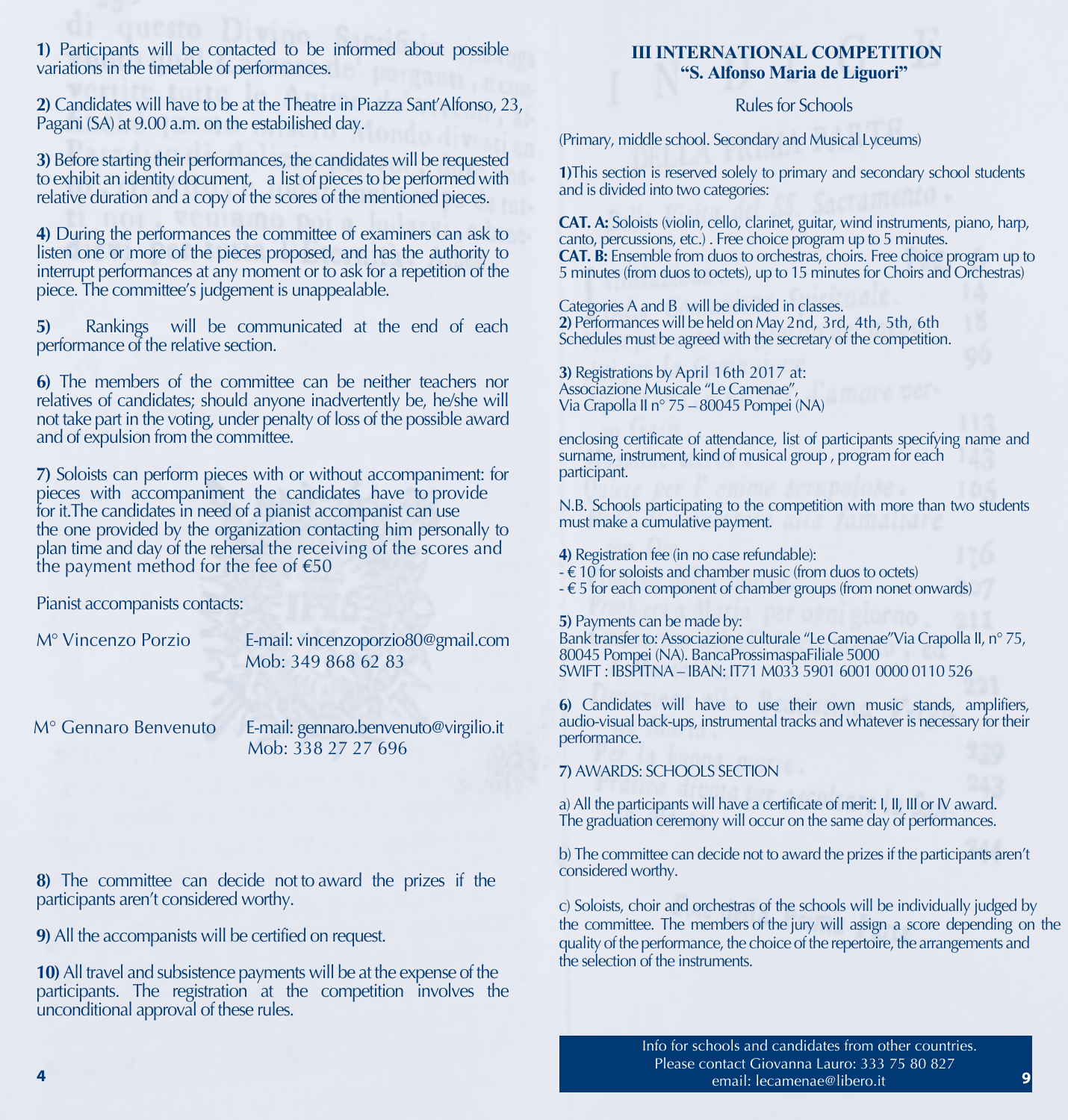**1)** Participants will be contacted to be informed about possible variations in the timetable of performances.

**2)** Candidates will have to be at the Theatre in Piazza Sant'Alfonso, 23, Pagani (SA) at 9.00 a.m. on the estabilished day.

**3)** Before starting their performances, the candidates will be requested to exhibit an identity document, a list of pieces to be performed with relative duration and a copy of the scores of the mentioned pieces.

**4)** During the performances the committee of examiners can ask to listen one or more of the pieces proposed, and has the authority to interrupt performances at any moment or to ask for a repetition of the piece. The committee's judgement is unappealable.

**5)** Rankings will be communicated at the end of each performance of the relative section.

**6)** The members of the committee can be neither teachers nor relatives of candidates; should anyone inadvertently be, he/she will not take part in the voting, under penalty of loss of the possible award and of expulsion from the committee.

**7)** Soloists can perform pieces with or without accompaniment: for pieces with accompaniment the candidates have to provide for it.The candidates in need of a pianist accompanist can use the one provided by the organization contacting him personally to plan time and day of the rehersal the receiving of the scores and the payment method for the fee of €50

Pianist accompanists contacts:

M° Vincenzo Porzio — E-mail: vincenzoporzio80@gmail.com
Mob: 349 868 62 83

M° Gennaro Benvenuto — E-mail: gennaro.benvenuto@virgilio.it
Mob: 338 27 27 696

**8)** The committee can decide not to award the prizes if the participants aren't considered worthy.

**9)** All the accompanists will be certified on request.

**10)** All travel and subsistence payments will be at the expense of the participants. The registration at the competition involves the unconditional approval of these rules.

## III INTERNATIONAL COMPETITION
## "S. Alfonso Maria de Liguori"

Rules for Schools

(Primary, middle school. Secondary and Musical Lyceums)

**1)**This section is reserved solely to primary and secondary school students and is divided into two categories:

**CAT. A:** Soloists (violin, cello, clarinet, guitar, wind instruments, piano, harp, canto, percussions, etc.) . Free choice program up to 5 minutes.
**CAT. B:** Ensemble from duos to orchestras, choirs. Free choice program up to 5 minutes (from duos to octets), up to 15 minutes for Choirs and Orchestras)

Categories A and B will be divided in classes.
**2)** Performances will be held on May 2nd, 3rd, 4th, 5th, 6th
Schedules must be agreed with the secretary of the competition.

**3)** Registrations by April 16th 2017 at:
Associazione Musicale "Le Camenae",
Via Crapolla II n° 75 – 80045 Pompei (NA)

enclosing certificate of attendance, list of participants specifying name and surname, instrument, kind of musical group , program for each participant.

N.B. Schools participating to the competition with more than two students must make a cumulative payment.

**4)** Registration fee (in no case refundable):
- € 10 for soloists and chamber music (from duos to octets)
- € 5 for each component of chamber groups (from nonet onwards)

**5)** Payments can be made by:
Bank transfer to: Associazione culturale "Le Camenae"Via Crapolla II, n° 75, 80045 Pompei (NA). BancaProssimaspaFiliale 5000
SWIFT : IBSPITNA – IBAN: IT71 M033 5901 6001 0000 0110 526

**6)** Candidates will have to use their own music stands, amplifiers, audio-visual back-ups, instrumental tracks and whatever is necessary for their performance.

**7)** AWARDS: SCHOOLS SECTION

a) All the participants will have a certificate of merit: I, II, III or IV award. The graduation ceremony will occur on the same day of performances.

b) The committee can decide not to award the prizes if the participants aren't considered worthy.

c) Soloists, choir and orchestras of the schools will be individually judged by the committee. The members of the jury will assign a score depending on the quality of the performance, the choice of the repertoire, the arrangements and the selection of the instruments.

Info for schools and candidates from other countries.
Please contact Giovanna Lauro: 333 75 80 827
email: lecamenae@libero.it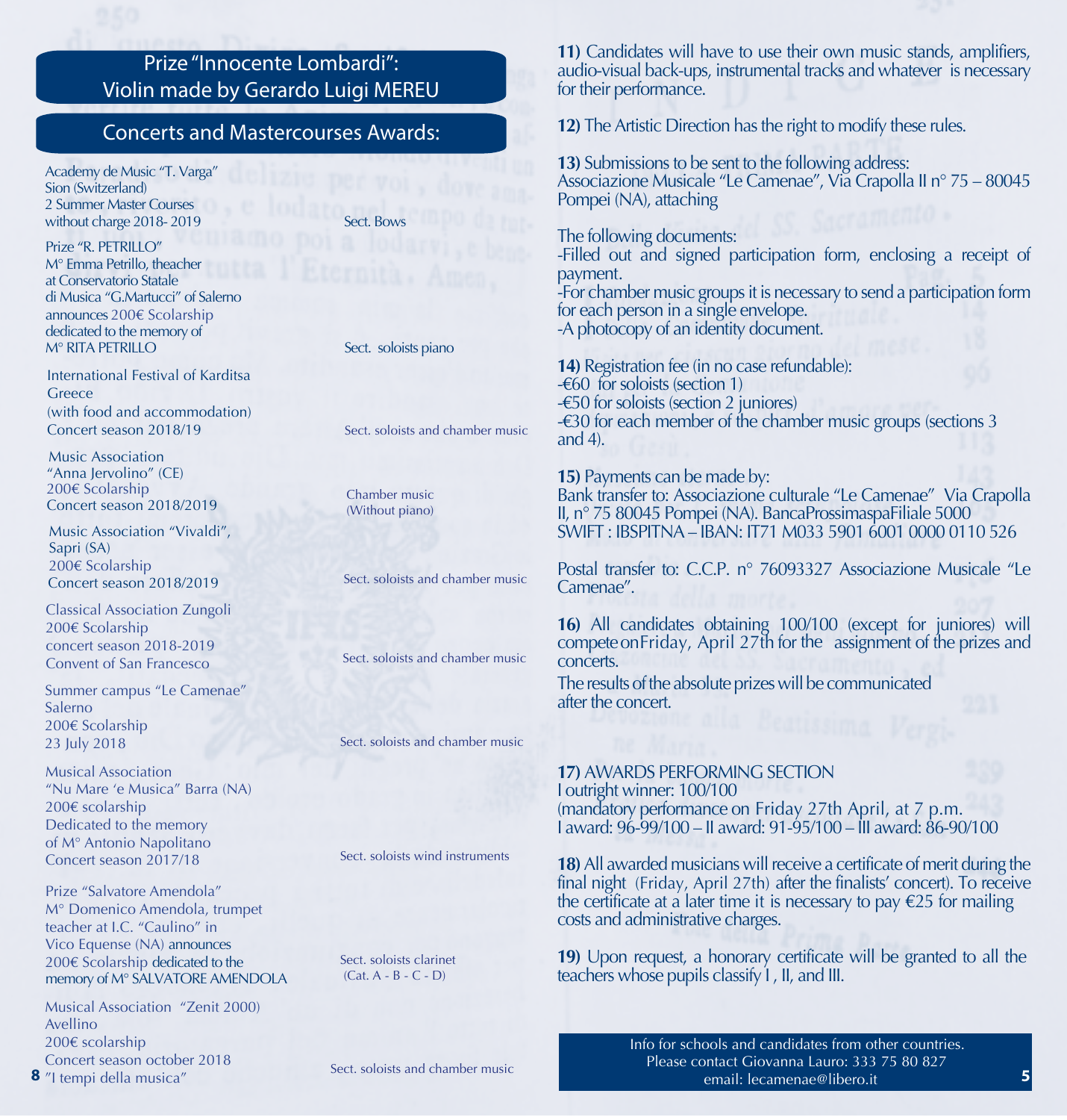## Prize "Innocente Lombardi": Violin made by Gerardo Luigi MEREU

## Concerts and Mastercourses Awards:

| Award | Section |
|---|---|
| Academy de Music "T. Varga" Sion (Switzerland) 2 Summer Master Courses without charge 2018- 2019 | Sect. Bows |
| Prize "R. PETRILLO" M° Emma Petrillo, theacher at Conservatorio Statale di Musica "G.Martucci" of Salerno announces 200€ Scolarship dedicated to the memory of M° RITA PETRILLO | Sect. soloists piano |
| International Festival of Karditsa Greece (with food and accommodation) Concert season 2018/19 | Sect. soloists and chamber music |
| Music Association "Anna Jervolino" (CE) 200€ Scolarship Concert season 2018/2019 | Chamber music (Without piano) |
| Music Association "Vivaldi", Sapri (SA) 200€ Scolarship Concert season 2018/2019 | Sect. soloists and chamber music |
| Classical Association Zungoli 200€ Scolarship concert season 2018-2019 Convent of San Francesco | Sect. soloists and chamber music |
| Summer campus "Le Camenae" Salerno 200€ Scolarship 23 July 2018 | Sect. soloists and chamber music |
| Musical Association "Nu Mare 'e Musica" Barra (NA) 200€ scolarship Dedicated to the memory of M° Antonio Napolitano Concert season 2017/18 | Sect. soloists wind instruments |
| Prize "Salvatore Amendola" M° Domenico Amendola, trumpet teacher at I.C. "Caulino" in Vico Equense (NA) announces 200€ Scolarship dedicated to the memory of M° SALVATORE AMENDOLA | Sect. soloists clarinet (Cat. A - B - C - D) |
| Musical Association "Zenit 2000) Avellino 200€ scolarship Concert season october 2018 "I tempi della musica" | Sect. soloists and chamber music |

**11)** Candidates will have to use their own music stands, amplifiers, audio-visual back-ups, instrumental tracks and whatever is necessary for their performance.

**12)** The Artistic Direction has the right to modify these rules.

**13)** Submissions to be sent to the following address:
Associazione Musicale "Le Camenae", Via Crapolla II n° 75 – 80045 Pompei (NA), attaching

The following documents:
-Filled out and signed participation form, enclosing a receipt of payment.
-For chamber music groups it is necessary to send a participation form for each person in a single envelope.
-A photocopy of an identity document.

**14)** Registration fee (in no case refundable):
-€60 for soloists (section 1)
-€50 for soloists (section 2 juniores)
-€30 for each member of the chamber music groups (sections 3 and 4).

**15)** Payments can be made by:
Bank transfer to: Associazione culturale "Le Camenae" Via Crapolla II, n° 75 80045 Pompei (NA). BancaProssimaspaFiliale 5000
SWIFT : IBSPITNA – IBAN: IT71 M033 5901 6001 0000 0110 526

Postal transfer to: C.C.P. n° 76093327 Associazione Musicale "Le Camenae".

**16)** All candidates obtaining 100/100 (except for juniores) will compete on Friday, April 27th for the assignment of the prizes and concerts.
The results of the absolute prizes will be communicated after the concert.

**17)** AWARDS PERFORMING SECTION
I outright winner: 100/100
(mandatory performance on Friday 27th April, at 7 p.m.
I award: 96-99/100 – II award: 91-95/100 – III award: 86-90/100

**18)** All awarded musicians will receive a certificate of merit during the final night (Friday, April 27th) after the finalists' concert). To receive the certificate at a later time it is necessary to pay €25 for mailing costs and administrative charges.

**19)** Upon request, a honorary certificate will be granted to all the teachers whose pupils classify I, II, and III.

Info for schools and candidates from other countries.
Please contact Giovanna Lauro: 333 75 80 827
email: lecamenae@libero.it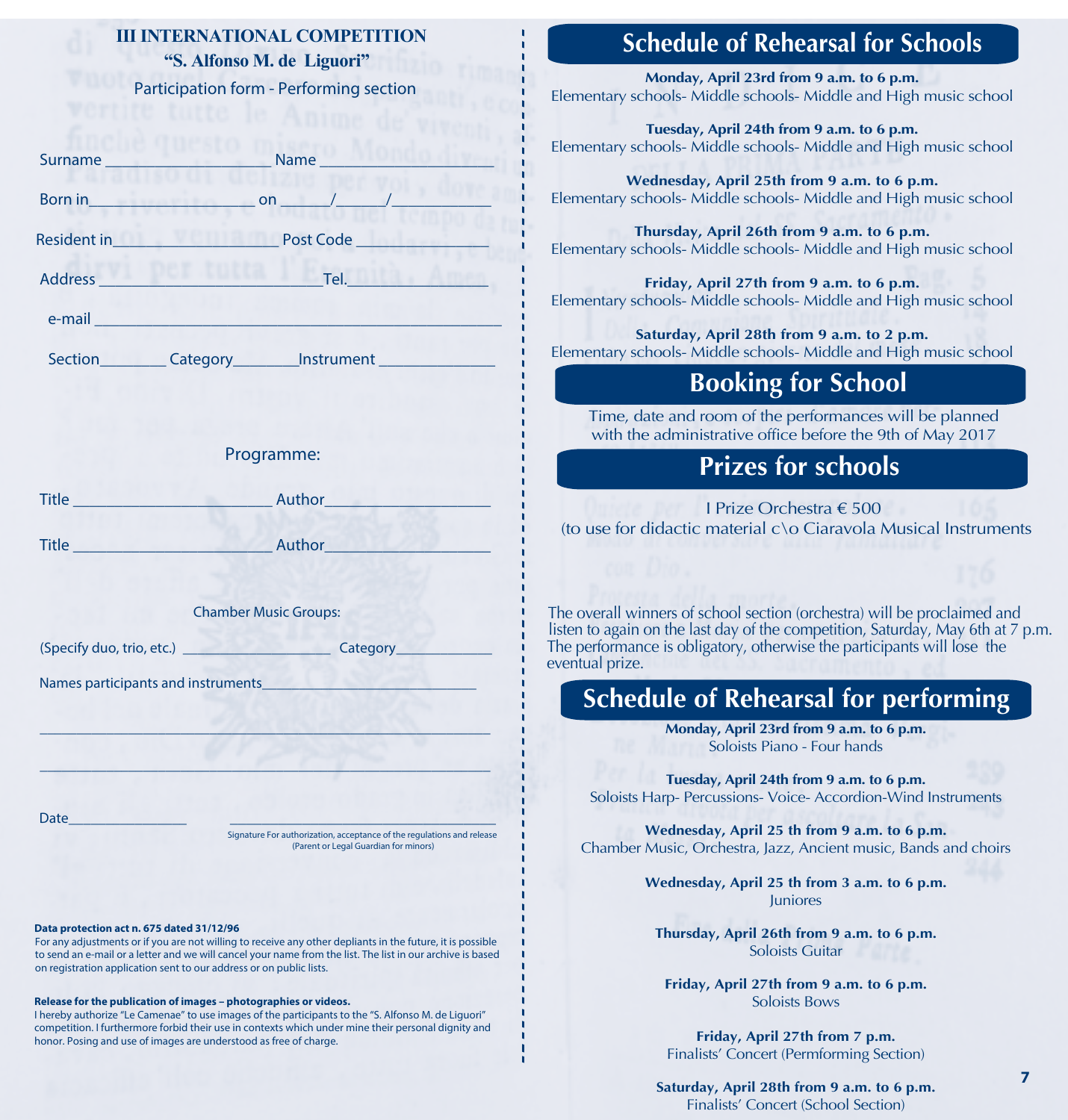# III INTERNATIONAL COMPETITION
## "S. Alfonso M. de Liguori"

Participation form - Performing section

Surname ____________________ Name ____________________

Born in __________________ on ______/______/____________

Resident in __________________ Post Code ______________

Address __________________________ Tel. ______________

e-mail ______________________________________________

Section ________ Category ________ Instrument ______________

Programme:

Title ________________________ Author ____________________

Title ________________________ Author ____________________

Chamber Music Groups:

(Specify duo, trio, etc.) ________________ Category ____________

Names participants and instruments ____________________________

______________________________________________________________

______________________________________________________________

Date _______________ ________________________________

Signature For authorization, acceptance of the regulations and release (Parent or Legal Guardian for minors)

**Data protection act n. 675 dated 31/12/96**
For any adjustments or if you are not willing to receive any other depliants in the future, it is possible to send an e-mail or a letter and we will cancel your name from the list. The list in our archive is based on registration application sent to our address or on public lists.

**Release for the publication of images – photographies or videos.**
I hereby authorize "Le Camenae" to use images of the participants to the "S. Alfonso M. de Liguori" competition. I furthermore forbid their use in contexts which under mine their personal dignity and honor. Posing and use of images are understood as free of charge.

# Schedule of Rehearsal for Schools

**Monday, April 23rd from 9 a.m. to 6 p.m.**
Elementary schools- Middle schools- Middle and High music school

**Tuesday, April 24th from 9 a.m. to 6 p.m.**
Elementary schools- Middle schools- Middle and High music school

**Wednesday, April 25th from 9 a.m. to 6 p.m.**
Elementary schools- Middle schools- Middle and High music school

**Thursday, April 26th from 9 a.m. to 6 p.m.**
Elementary schools- Middle schools- Middle and High music school

**Friday, April 27th from 9 a.m. to 6 p.m.**
Elementary schools- Middle schools- Middle and High music school

**Saturday, April 28th from 9 a.m. to 2 p.m.**
Elementary schools- Middle schools- Middle and High music school

# Booking for School

Time, date and room of the performances will be planned with the administrative office before the 9th of May 2017

# Prizes for schools

I Prize Orchestra € 500
(to use for didactic material c\o Ciaravola Musical Instruments

The overall winners of school section (orchestra) will be proclaimed and listen to again on the last day of the competition, Saturday, May 6th at 7 p.m. The performance is obligatory, otherwise the participants will lose the eventual prize.

# Schedule of Rehearsal for performing

**Monday, April 23rd from 9 a.m. to 6 p.m.**
Soloists Piano - Four hands

**Tuesday, April 24th from 9 a.m. to 6 p.m.**
Soloists Harp- Percussions- Voice- Accordion-Wind Instruments

**Wednesday, April 25 th from 9 a.m. to 6 p.m.**
Chamber Music, Orchestra, Jazz, Ancient music, Bands and choirs

**Wednesday, April 25 th from 3 a.m. to 6 p.m.**
Juniores

**Thursday, April 26th from 9 a.m. to 6 p.m.**
Soloists Guitar

**Friday, April 27th from 9 a.m. to 6 p.m.**
Soloists Bows

**Friday, April 27th from 7 p.m.**
Finalists' Concert (Permforming Section)

**Saturday, April 28th from 9 a.m. to 6 p.m.**
Finalists' Concert (School Section)